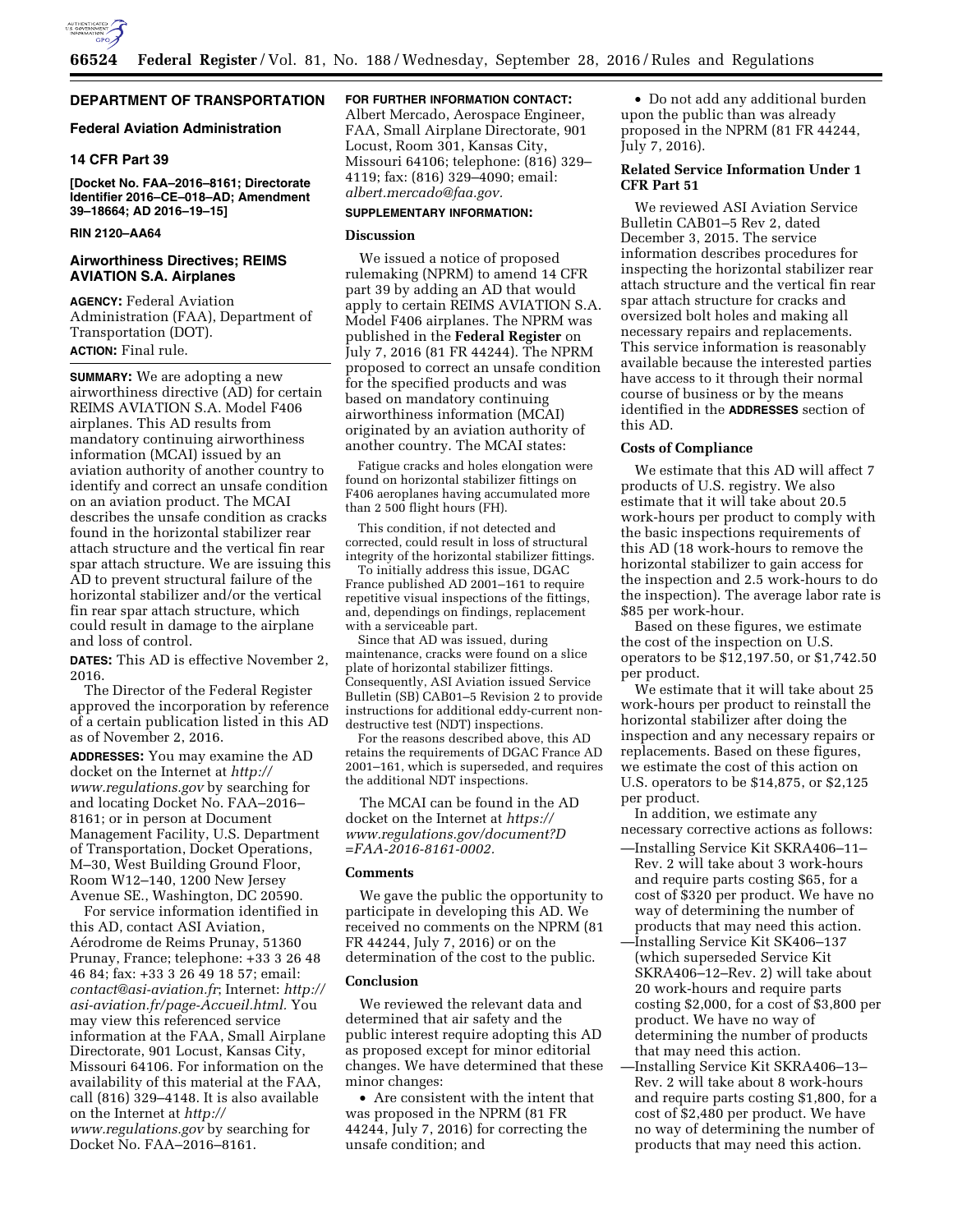## DEPARTMENT OF TRANSPORTATION

### Federal Aviation Administration

### 14 CFR Part 39

**[Docket No. FAA–2016–8161; Directorate Identifier 2016–CE–018–AD; Amendment 39–18664; AD 2016–19–15]**

**RIN 2120–AA64**

### Airworthiness Directives; REIMS AVIATION S.A. Airplanes

**AGENCY:** Federal Aviation Administration (FAA), Department of Transportation (DOT).

**ACTION:** Final rule.

**SUMMARY:** We are adopting a new airworthiness directive (AD) for certain REIMS AVIATION S.A. Model F406 airplanes. This AD results from mandatory continuing airworthiness information (MCAI) issued by an aviation authority of another country to identify and correct an unsafe condition on an aviation product. The MCAI describes the unsafe condition as cracks found in the horizontal stabilizer rear attach structure and the vertical fin rear spar attach structure. We are issuing this AD to prevent structural failure of the horizontal stabilizer and/or the vertical fin rear spar attach structure, which could result in damage to the airplane and loss of control.

**DATES:** This AD is effective November 2, 2016.

The Director of the Federal Register approved the incorporation by reference of a certain publication listed in this AD as of November 2, 2016.

**ADDRESSES:** You may examine the AD docket on the Internet at *http://www.regulations.gov* by searching for and locating Docket No. FAA–2016–8161; or in person at Document Management Facility, U.S. Department of Transportation, Docket Operations, M–30, West Building Ground Floor, Room W12–140, 1200 New Jersey Avenue SE., Washington, DC 20590.

For service information identified in this AD, contact ASI Aviation, Aérodrome de Reims Prunay, 51360 Prunay, France; telephone: +33 3 26 48 46 84; fax: +33 3 26 49 18 57; email: *contact@asi-aviation.fr*; Internet: *http://asi-aviation.fr/page-Accueil.html*. You may view this referenced service information at the FAA, Small Airplane Directorate, 901 Locust, Kansas City, Missouri 64106. For information on the availability of this material at the FAA, call (816) 329–4148. It is also available on the Internet at *http://www.regulations.gov* by searching for Docket No. FAA–2016–8161.

**FOR FURTHER INFORMATION CONTACT:** Albert Mercado, Aerospace Engineer, FAA, Small Airplane Directorate, 901 Locust, Room 301, Kansas City, Missouri 64106; telephone: (816) 329–4119; fax: (816) 329–4090; email: *albert.mercado@faa.gov.*

**SUPPLEMENTARY INFORMATION:**

#### Discussion

We issued a notice of proposed rulemaking (NPRM) to amend 14 CFR part 39 by adding an AD that would apply to certain REIMS AVIATION S.A. Model F406 airplanes. The NPRM was published in the **Federal Register** on July 7, 2016 (81 FR 44244). The NPRM proposed to correct an unsafe condition for the specified products and was based on mandatory continuing airworthiness information (MCAI) originated by an aviation authority of another country. The MCAI states:

> Fatigue cracks and holes elongation were found on horizontal stabilizer fittings on F406 aeroplanes having accumulated more than 2 500 flight hours (FH).
>
> This condition, if not detected and corrected, could result in loss of structural integrity of the horizontal stabilizer fittings.
>
> To initially address this issue, DGAC France published AD 2001–161 to require repetitive visual inspections of the fittings, and, dependings on findings, replacement with a serviceable part.
>
> Since that AD was issued, during maintenance, cracks were found on a slice plate of horizontal stabilizer fittings. Consequently, ASI Aviation issued Service Bulletin (SB) CAB01–5 Revision 2 to provide instructions for additional eddy-current non-destructive test (NDT) inspections.
>
> For the reasons described above, this AD retains the requirements of DGAC France AD 2001–161, which is superseded, and requires the additional NDT inspections.

The MCAI can be found in the AD docket on the Internet at *https://www.regulations.gov/document?D=FAA-2016-8161-0002.*

#### Comments

We gave the public the opportunity to participate in developing this AD. We received no comments on the NPRM (81 FR 44244, July 7, 2016) or on the determination of the cost to the public.

#### Conclusion

We reviewed the relevant data and determined that air safety and the public interest require adopting this AD as proposed except for minor editorial changes. We have determined that these minor changes:

- Are consistent with the intent that was proposed in the NPRM (81 FR 44244, July 7, 2016) for correcting the unsafe condition; and
- Do not add any additional burden upon the public than was already proposed in the NPRM (81 FR 44244, July 7, 2016).

#### Related Service Information Under 1 CFR Part 51

We reviewed ASI Aviation Service Bulletin CAB01–5 Rev 2, dated December 3, 2015. The service information describes procedures for inspecting the horizontal stabilizer rear attach structure and the vertical fin rear spar attach structure for cracks and oversized bolt holes and making all necessary repairs and replacements. This service information is reasonably available because the interested parties have access to it through their normal course of business or by the means identified in the **ADDRESSES** section of this AD.

#### Costs of Compliance

We estimate that this AD will affect 7 products of U.S. registry. We also estimate that it will take about 20.5 work-hours per product to comply with the basic inspections requirements of this AD (18 work-hours to remove the horizontal stabilizer to gain access for the inspection and 2.5 work-hours to do the inspection). The average labor rate is $85 per work-hour.

Based on these figures, we estimate the cost of the inspection on U.S. operators to be $12,197.50, or $1,742.50 per product.

We estimate that it will take about 25 work-hours per product to reinstall the horizontal stabilizer after doing the inspection and any necessary repairs or replacements. Based on these figures, we estimate the cost of this action on U.S. operators to be $14,875, or $2,125 per product.

In addition, we estimate any necessary corrective actions as follows:

—Installing Service Kit SKRA406–11–Rev. 2 will take about 3 work-hours and require parts costing $65, for a cost of $320 per product. We have no way of determining the number of products that may need this action.

—Installing Service Kit SK406–137 (which superseded Service Kit SKRA406–12–Rev. 2) will take about 20 work-hours and require parts costing $2,000, for a cost of $3,800 per product. We have no way of determining the number of products that may need this action.

—Installing Service Kit SKRA406–13–Rev. 2 will take about 8 work-hours and require parts costing $1,800, for a cost of $2,480 per product. We have no way of determining the number of products that may need this action.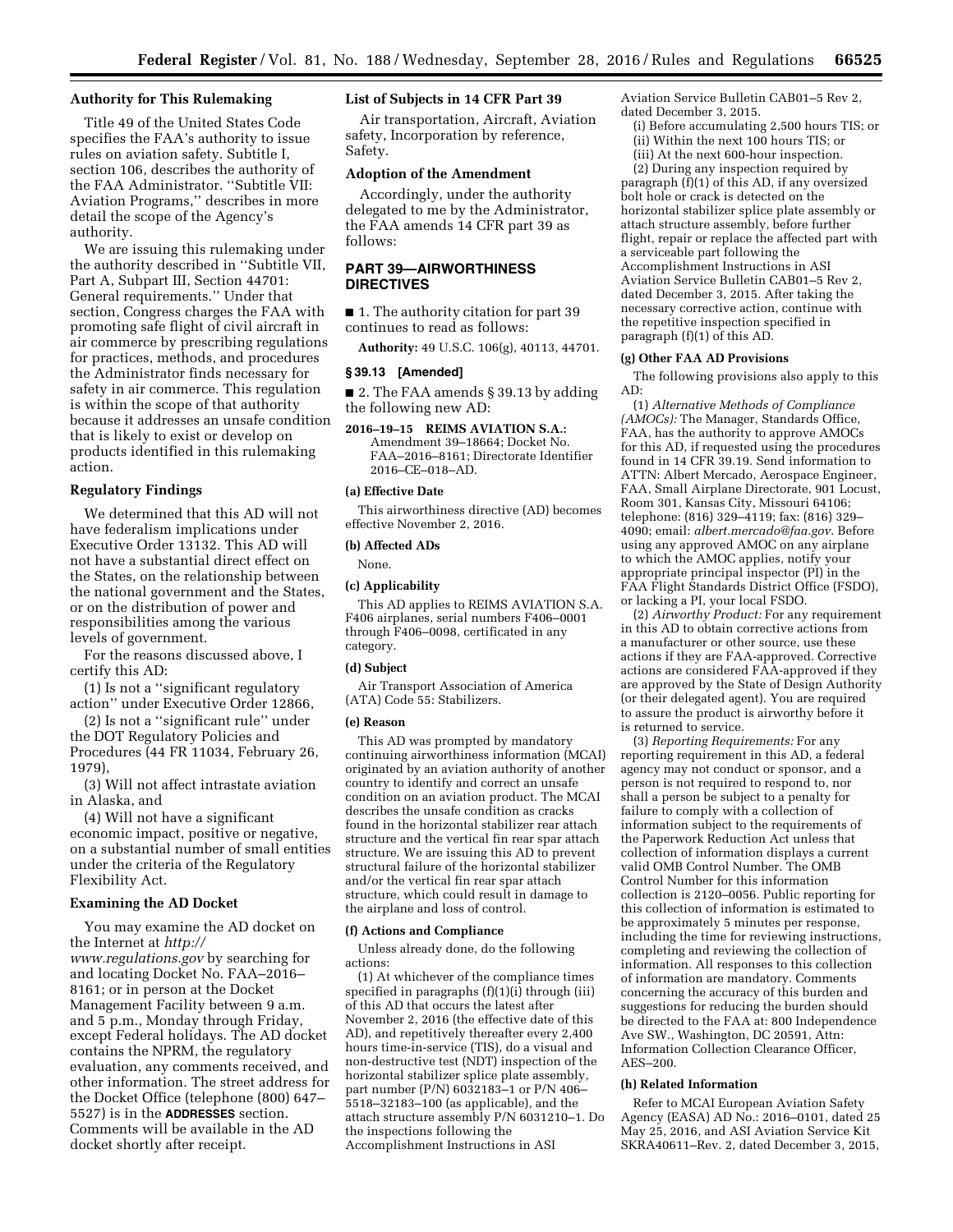### Authority for This Rulemaking

Title 49 of the United States Code specifies the FAA's authority to issue rules on aviation safety. Subtitle I, section 106, describes the authority of the FAA Administrator. "Subtitle VII: Aviation Programs," describes in more detail the scope of the Agency's authority.

We are issuing this rulemaking under the authority described in "Subtitle VII, Part A, Subpart III, Section 44701: General requirements." Under that section, Congress charges the FAA with promoting safe flight of civil aircraft in air commerce by prescribing regulations for practices, methods, and procedures the Administrator finds necessary for safety in air commerce. This regulation is within the scope of that authority because it addresses an unsafe condition that is likely to exist or develop on products identified in this rulemaking action.

### Regulatory Findings

We determined that this AD will not have federalism implications under Executive Order 13132. This AD will not have a substantial direct effect on the States, on the relationship between the national government and the States, or on the distribution of power and responsibilities among the various levels of government.

For the reasons discussed above, I certify this AD:

(1) Is not a "significant regulatory action" under Executive Order 12866,

(2) Is not a "significant rule" under the DOT Regulatory Policies and Procedures (44 FR 11034, February 26, 1979),

(3) Will not affect intrastate aviation in Alaska, and

(4) Will not have a significant economic impact, positive or negative, on a substantial number of small entities under the criteria of the Regulatory Flexibility Act.

### Examining the AD Docket

You may examine the AD docket on the Internet at *http://www.regulations.gov* by searching for and locating Docket No. FAA–2016–8161; or in person at the Docket Management Facility between 9 a.m. and 5 p.m., Monday through Friday, except Federal holidays. The AD docket contains the NPRM, the regulatory evaluation, any comments received, and other information. The street address for the Docket Office (telephone (800) 647–5527) is in the **ADDRESSES** section. Comments will be available in the AD docket shortly after receipt.

### List of Subjects in 14 CFR Part 39

Air transportation, Aircraft, Aviation safety, Incorporation by reference, Safety.

### Adoption of the Amendment

Accordingly, under the authority delegated to me by the Administrator, the FAA amends 14 CFR part 39 as follows:

## PART 39—AIRWORTHINESS DIRECTIVES

■ 1. The authority citation for part 39 continues to read as follows:

**Authority:** 49 U.S.C. 106(g), 40113, 44701.

### § 39.13 [Amended]

■ 2. The FAA amends § 39.13 by adding the following new AD:

**2016–19–15 REIMS AVIATION S.A.:** Amendment 39–18664; Docket No. FAA–2016–8161; Directorate Identifier 2016–CE–018–AD.

#### (a) Effective Date

This airworthiness directive (AD) becomes effective November 2, 2016.

#### (b) Affected ADs

None.

#### (c) Applicability

This AD applies to REIMS AVIATION S.A. F406 airplanes, serial numbers F406–0001 through F406–0098, certificated in any category.

#### (d) Subject

Air Transport Association of America (ATA) Code 55: Stabilizers.

#### (e) Reason

This AD was prompted by mandatory continuing airworthiness information (MCAI) originated by an aviation authority of another country to identify and correct an unsafe condition on an aviation product. The MCAI describes the unsafe condition as cracks found in the horizontal stabilizer rear attach structure and the vertical fin rear spar attach structure. We are issuing this AD to prevent structural failure of the horizontal stabilizer and/or the vertical fin rear spar attach structure, which could result in damage to the airplane and loss of control.

#### (f) Actions and Compliance

Unless already done, do the following actions:

(1) At whichever of the compliance times specified in paragraphs (f)(1)(i) through (iii) of this AD that occurs the latest after November 2, 2016 (the effective date of this AD), and repetitively thereafter every 2,400 hours time-in-service (TIS), do a visual and non-destructive test (NDT) inspection of the horizontal stabilizer splice plate assembly, part number (P/N) 6032183–1 or P/N 406–5518–32183–100 (as applicable), and the attach structure assembly P/N 6031210–1. Do the inspections following the Accomplishment Instructions in ASI Aviation Service Bulletin CAB01–5 Rev 2, dated December 3, 2015.

(i) Before accumulating 2,500 hours TIS; or

(ii) Within the next 100 hours TIS; or

(iii) At the next 600-hour inspection.

(2) During any inspection required by paragraph (f)(1) of this AD, if any oversized bolt hole or crack is detected on the horizontal stabilizer splice plate assembly or attach structure assembly, before further flight, repair or replace the affected part with a serviceable part following the Accomplishment Instructions in ASI Aviation Service Bulletin CAB01–5 Rev 2, dated December 3, 2015. After taking the necessary corrective action, continue with the repetitive inspection specified in paragraph (f)(1) of this AD.

#### (g) Other FAA AD Provisions

The following provisions also apply to this AD:

(1) *Alternative Methods of Compliance (AMOCs):* The Manager, Standards Office, FAA, has the authority to approve AMOCs for this AD, if requested using the procedures found in 14 CFR 39.19. Send information to ATTN: Albert Mercado, Aerospace Engineer, FAA, Small Airplane Directorate, 901 Locust, Room 301, Kansas City, Missouri 64106; telephone: (816) 329–4119; fax: (816) 329–4090; email: *albert.mercado@faa.gov.* Before using any approved AMOC on any airplane to which the AMOC applies, notify your appropriate principal inspector (PI) in the FAA Flight Standards District Office (FSDO), or lacking a PI, your local FSDO.

(2) *Airworthy Product:* For any requirement in this AD to obtain corrective actions from a manufacturer or other source, use these actions if they are FAA-approved. Corrective actions are considered FAA-approved if they are approved by the State of Design Authority (or their delegated agent). You are required to assure the product is airworthy before it is returned to service.

(3) *Reporting Requirements:* For any reporting requirement in this AD, a federal agency may not conduct or sponsor, and a person is not required to respond to, nor shall a person be subject to a penalty for failure to comply with a collection of information subject to the requirements of the Paperwork Reduction Act unless that collection of information displays a current valid OMB Control Number. The OMB Control Number for this information collection is 2120–0056. Public reporting for this collection of information is estimated to be approximately 5 minutes per response, including the time for reviewing instructions, completing and reviewing the collection of information. All responses to this collection of information are mandatory. Comments concerning the accuracy of this burden and suggestions for reducing the burden should be directed to the FAA at: 800 Independence Ave SW., Washington, DC 20591, Attn: Information Collection Clearance Officer, AES–200.

#### (h) Related Information

Refer to MCAI European Aviation Safety Agency (EASA) AD No.: 2016–0101, dated 25 May 25, 2016, and ASI Aviation Service Kit SKRA40611–Rev. 2, dated December 3, 2015,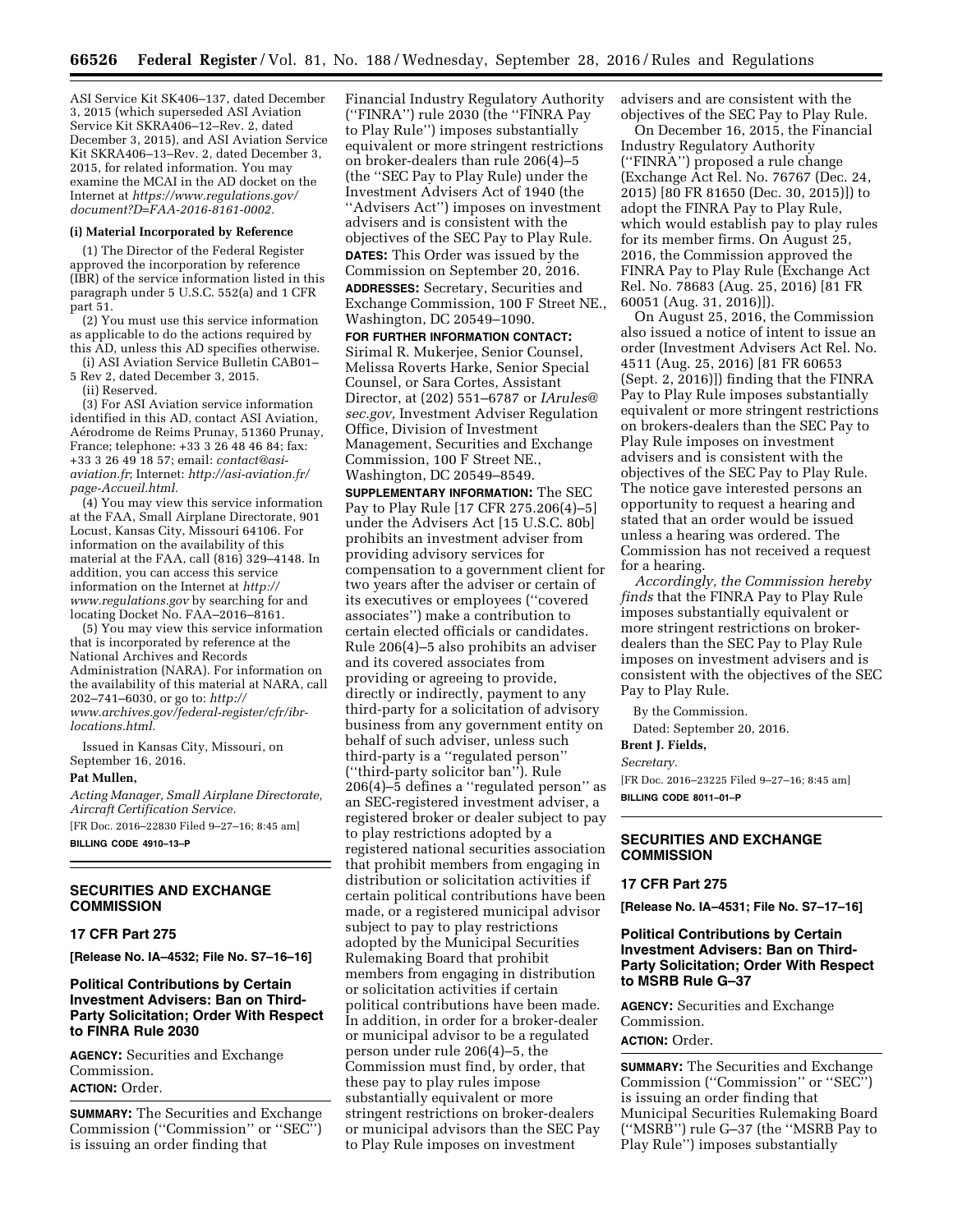ASI Service Kit SK406–137, dated December 3, 2015 (which superseded ASI Aviation Service Kit SKRA406–12–Rev. 2, dated December 3, 2015), and ASI Aviation Service Kit SKRA406–13–Rev. 2, dated December 3, 2015, for related information. You may examine the MCAI in the AD docket on the Internet at *https://www.regulations.gov/document?D=FAA-2016-8161-0002.*

**(i) Material Incorporated by Reference**

(1) The Director of the Federal Register approved the incorporation by reference (IBR) of the service information listed in this paragraph under 5 U.S.C. 552(a) and 1 CFR part 51.

(2) You must use this service information as applicable to do the actions required by this AD, unless this AD specifies otherwise.

(i) ASI Aviation Service Bulletin CAB01–5 Rev 2, dated December 3, 2015.

(ii) Reserved.

(3) For ASI Aviation service information identified in this AD, contact ASI Aviation, Aérodrome de Reims Prunay, 51360 Prunay, France; telephone: +33 3 26 48 46 84; fax: +33 3 26 49 18 57; email: *contact@asi-aviation.fr*; Internet: *http://asi-aviation.fr/page-Accueil.html*.

(4) You may view this service information at the FAA, Small Airplane Directorate, 901 Locust, Kansas City, Missouri 64106. For information on the availability of this material at the FAA, call (816) 329–4148. In addition, you can access this service information on the Internet at *http://www.regulations.gov* by searching for and locating Docket No. FAA–2016–8161.

(5) You may view this service information that is incorporated by reference at the National Archives and Records Administration (NARA). For information on the availability of this material at NARA, call 202–741–6030, or go to: *http://www.archives.gov/federal-register/cfr/ibr-locations.html.*

Issued in Kansas City, Missouri, on September 16, 2016.

**Pat Mullen,**

*Acting Manager, Small Airplane Directorate, Aircraft Certification Service.*

[FR Doc. 2016–22830 Filed 9–27–16; 8:45 am]

**BILLING CODE 4910–13–P**

## SECURITIES AND EXCHANGE COMMISSION

### 17 CFR Part 275

**[Release No. IA–4532; File No. S7–16–16]**

### Political Contributions by Certain Investment Advisers: Ban on Third-Party Solicitation; Order With Respect to FINRA Rule 2030

**AGENCY:** Securities and Exchange Commission.

**ACTION:** Order.

**SUMMARY:** The Securities and Exchange Commission (''Commission'' or ''SEC'') is issuing an order finding that Financial Industry Regulatory Authority (''FINRA'') rule 2030 (the ''FINRA Pay to Play Rule'') imposes substantially equivalent or more stringent restrictions on broker-dealers than rule 206(4)–5 (the ''SEC Pay to Play Rule) under the Investment Advisers Act of 1940 (the ''Advisers Act'') imposes on investment advisers and is consistent with the objectives of the SEC Pay to Play Rule.

**DATES:** This Order was issued by the Commission on September 20, 2016.

**ADDRESSES:** Secretary, Securities and Exchange Commission, 100 F Street NE., Washington, DC 20549–1090.

**FOR FURTHER INFORMATION CONTACT:** Sirimal R. Mukerjee, Senior Counsel, Melissa Roverts Harke, Senior Special Counsel, or Sara Cortes, Assistant Director, at (202) 551–6787 or *IArules@sec.gov,* Investment Adviser Regulation Office, Division of Investment Management, Securities and Exchange Commission, 100 F Street NE., Washington, DC 20549–8549.

**SUPPLEMENTARY INFORMATION:** The SEC Pay to Play Rule [17 CFR 275.206(4)–5] under the Advisers Act [15 U.S.C. 80b] prohibits an investment adviser from providing advisory services for compensation to a government client for two years after the adviser or certain of its executives or employees (''covered associates'') make a contribution to certain elected officials or candidates. Rule 206(4)–5 also prohibits an adviser and its covered associates from providing or agreeing to provide, directly or indirectly, payment to any third-party for a solicitation of advisory business from any government entity on behalf of such adviser, unless such third-party is a ''regulated person'' (''third-party solicitor ban''). Rule 206(4)–5 defines a ''regulated person'' as an SEC-registered investment adviser, a registered broker or dealer subject to pay to play restrictions adopted by a registered national securities association that prohibit members from engaging in distribution or solicitation activities if certain political contributions have been made, or a registered municipal advisor subject to pay to play restrictions adopted by the Municipal Securities Rulemaking Board that prohibit members from engaging in distribution or solicitation activities if certain political contributions have been made. In addition, in order for a broker-dealer or municipal advisor to be a regulated person under rule 206(4)–5, the Commission must find, by order, that these pay to play rules impose substantially equivalent or more stringent restrictions on broker-dealers or municipal advisors than the SEC Pay to Play Rule imposes on investment advisers and are consistent with the objectives of the SEC Pay to Play Rule.

On December 16, 2015, the Financial Industry Regulatory Authority (''FINRA'') proposed a rule change (Exchange Act Rel. No. 76767 (Dec. 24, 2015) [80 FR 81650 (Dec. 30, 2015)]) to adopt the FINRA Pay to Play Rule, which would establish pay to play rules for its member firms. On August 25, 2016, the Commission approved the FINRA Pay to Play Rule (Exchange Act Rel. No. 78683 (Aug. 25, 2016) [81 FR 60051 (Aug. 31, 2016)]).

On August 25, 2016, the Commission also issued a notice of intent to issue an order (Investment Advisers Act Rel. No. 4511 (Aug. 25, 2016) [81 FR 60653 (Sept. 2, 2016)]) finding that the FINRA Pay to Play Rule imposes substantially equivalent or more stringent restrictions on brokers-dealers than the SEC Pay to Play Rule imposes on investment advisers and is consistent with the objectives of the SEC Pay to Play Rule. The notice gave interested persons an opportunity to request a hearing and stated that an order would be issued unless a hearing was ordered. The Commission has not received a request for a hearing.

*Accordingly, the Commission hereby finds* that the FINRA Pay to Play Rule imposes substantially equivalent or more stringent restrictions on broker-dealers than the SEC Pay to Play Rule imposes on investment advisers and is consistent with the objectives of the SEC Pay to Play Rule.

By the Commission.

Dated: September 20, 2016.

**Brent J. Fields,**

*Secretary.*

[FR Doc. 2016–23225 Filed 9–27–16; 8:45 am]

**BILLING CODE 8011–01–P**

## SECURITIES AND EXCHANGE COMMISSION

### 17 CFR Part 275

**[Release No. IA–4531; File No. S7–17–16]**

### Political Contributions by Certain Investment Advisers: Ban on Third-Party Solicitation; Order With Respect to MSRB Rule G–37

**AGENCY:** Securities and Exchange Commission.

**ACTION:** Order.

**SUMMARY:** The Securities and Exchange Commission (''Commission'' or ''SEC'') is issuing an order finding that Municipal Securities Rulemaking Board (''MSRB'') rule G–37 (the ''MSRB Pay to Play Rule'') imposes substantially